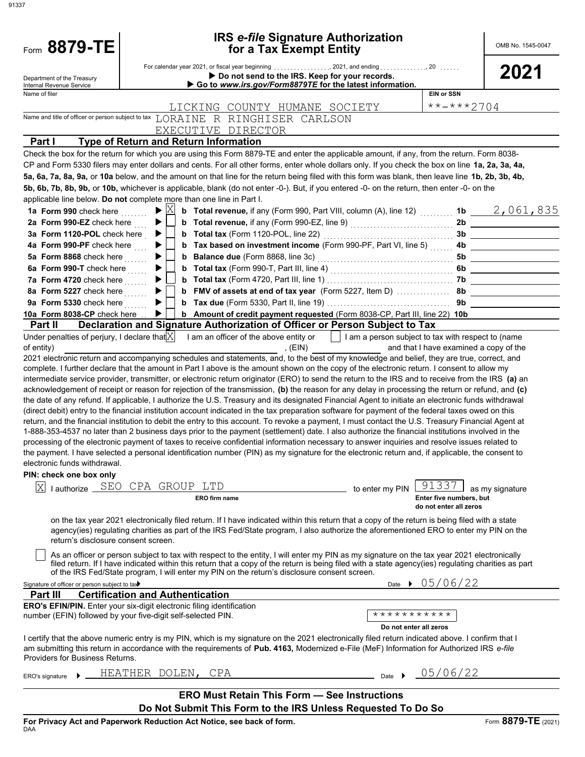# Form 8879-TE

## IRS *e-file* Signature Authorization for a Tax Exempt Entity

OMB No. 1545-0047

**2021**

Department of the Treasury
Internal Revenue Service

For calendar year 2021, or fiscal year beginning .................., 2021, and ending ..............., 20 ......

▶ **Do not send to the IRS. Keep for your records.**

▶ **Go to *www.irs.gov/Form8879TE* for the latest information.**

Name of filer: LICKING COUNTY HUMANE SOCIETY

EIN or SSN: **-***2704

Name and title of officer or person subject to tax: LORAINE R RINGHISER CARLSON, EXECUTIVE DIRECTOR

### Part I Type of Return and Return Information

Check the box for the return for which you are using this Form 8879-TE and enter the applicable amount, if any, from the return. Form 8038-CP and Form 5330 filers may enter dollars and cents. For all other forms, enter whole dollars only. If you check the box on line **1a, 2a, 3a, 4a, 5a, 6a, 7a, 8a, 9a,** or **10a** below, and the amount on that line for the return being filed with this form was blank, then leave line **1b, 2b, 3b, 4b, 5b, 6b, 7b, 8b, 9b,** or **10b,** whichever is applicable, blank (do not enter -0-). But, if you entered -0- on the return, then enter -0- on the applicable line below. **Do not** complete more than one line in Part I.

| | | | | |
|---|---|---|---|---|
| **1a Form 990** check here ▶ [X] | **b Total revenue,** if any (Form 990, Part VIII, column (A), line 12) | **1b** | 2,061,835 |
| **2a Form 990-EZ** check here ▶ [ ] | **b Total revenue,** if any (Form 990-EZ, line 9) | **2b** | |
| **3a Form 1120-POL** check here ▶ [ ] | **b Total tax** (Form 1120-POL, line 22) | **3b** | |
| **4a Form 990-PF** check here ▶ [ ] | **b Tax based on investment income** (Form 990-PF, Part VI, line 5) | **4b** | |
| **5a Form 8868** check here ▶ [ ] | **b Balance due** (Form 8868, line 3c) | **5b** | |
| **6a Form 990-T** check here ▶ [ ] | **b Total tax** (Form 990-T, Part III, line 4) | **6b** | |
| **7a Form 4720** check here ▶ [ ] | **b Total tax** (Form 4720, Part III, line 1) | **7b** | |
| **8a Form 5227** check here ▶ [ ] | **b FMV of assets at end of tax year** (Form 5227, Item D) | **8b** | |
| **9a Form 5330** check here ▶ [ ] | **b Tax due** (Form 5330, Part II, line 19) | **9b** | |
| **10a Form 8038-CP** check here ▶ [ ] | **b Amount of credit payment requested** (Form 8038-CP, Part III, line 22) | **10b** | |

### Part II Declaration and Signature Authorization of Officer or Person Subject to Tax

Under penalties of perjury, I declare that [X] I am an officer of the above entity or [ ] I am a person subject to tax with respect to (name of entity) ______________________, (EIN) ____________ and that I have examined a copy of the 2021 electronic return and accompanying schedules and statements, and, to the best of my knowledge and belief, they are true, correct, and complete. I further declare that the amount in Part I above is the amount shown on the copy of the electronic return. I consent to allow my intermediate service provider, transmitter, or electronic return originator (ERO) to send the return to the IRS and to receive from the IRS **(a)** an acknowledgement of receipt or reason for rejection of the transmission, **(b)** the reason for any delay in processing the return or refund, and **(c)** the date of any refund. If applicable, I authorize the U.S. Treasury and its designated Financial Agent to initiate an electronic funds withdrawal (direct debit) entry to the financial institution account indicated in the tax preparation software for payment of the federal taxes owed on this return, and the financial institution to debit the entry to this account. To revoke a payment, I must contact the U.S. Treasury Financial Agent at 1-888-353-4537 no later than 2 business days prior to the payment (settlement) date. I also authorize the financial institutions involved in the processing of the electronic payment of taxes to receive confidential information necessary to answer inquiries and resolve issues related to the payment. I have selected a personal identification number (PIN) as my signature for the electronic return and, if applicable, the consent to electronic funds withdrawal.

**PIN: check one box only**

[X] I authorize SEO CPA GROUP LTD (**ERO firm name**) to enter my PIN 91337 (**Enter five numbers, but do not enter all zeros**) as my signature on the tax year 2021 electronically filed return. If I have indicated within this return that a copy of the return is being filed with a state agency(ies) regulating charities as part of the IRS Fed/State program, I also authorize the aforementioned ERO to enter my PIN on the return's disclosure consent screen.

[ ] As an officer or person subject to tax with respect to the entity, I will enter my PIN as my signature on the tax year 2021 electronically filed return. If I have indicated within this return that a copy of the return is being filed with a state agency(ies) regulating charities as part of the IRS Fed/State program, I will enter my PIN on the return's disclosure consent screen.

Signature of officer or person subject to tax ▶ ______________ Date ▶ 05/06/22

### Part III Certification and Authentication

**ERO's EFIN/PIN.** Enter your six-digit electronic filing identification number (EFIN) followed by your five-digit self-selected PIN. ***********

**Do not enter all zeros**

I certify that the above numeric entry is my PIN, which is my signature on the 2021 electronically filed return indicated above. I confirm that I am submitting this return in accordance with the requirements of **Pub. 4163,** Modernized e-File (MeF) Information for Authorized IRS *e-file* Providers for Business Returns.

ERO's signature ▶ HEATHER DOLEN, CPA Date ▶ 05/06/22

**ERO Must Retain This Form — See Instructions**

**Do Not Submit This Form to the IRS Unless Requested To Do So**

**For Privacy Act and Paperwork Reduction Act Notice, see back of form.**

DAA

Form **8879-TE** (2021)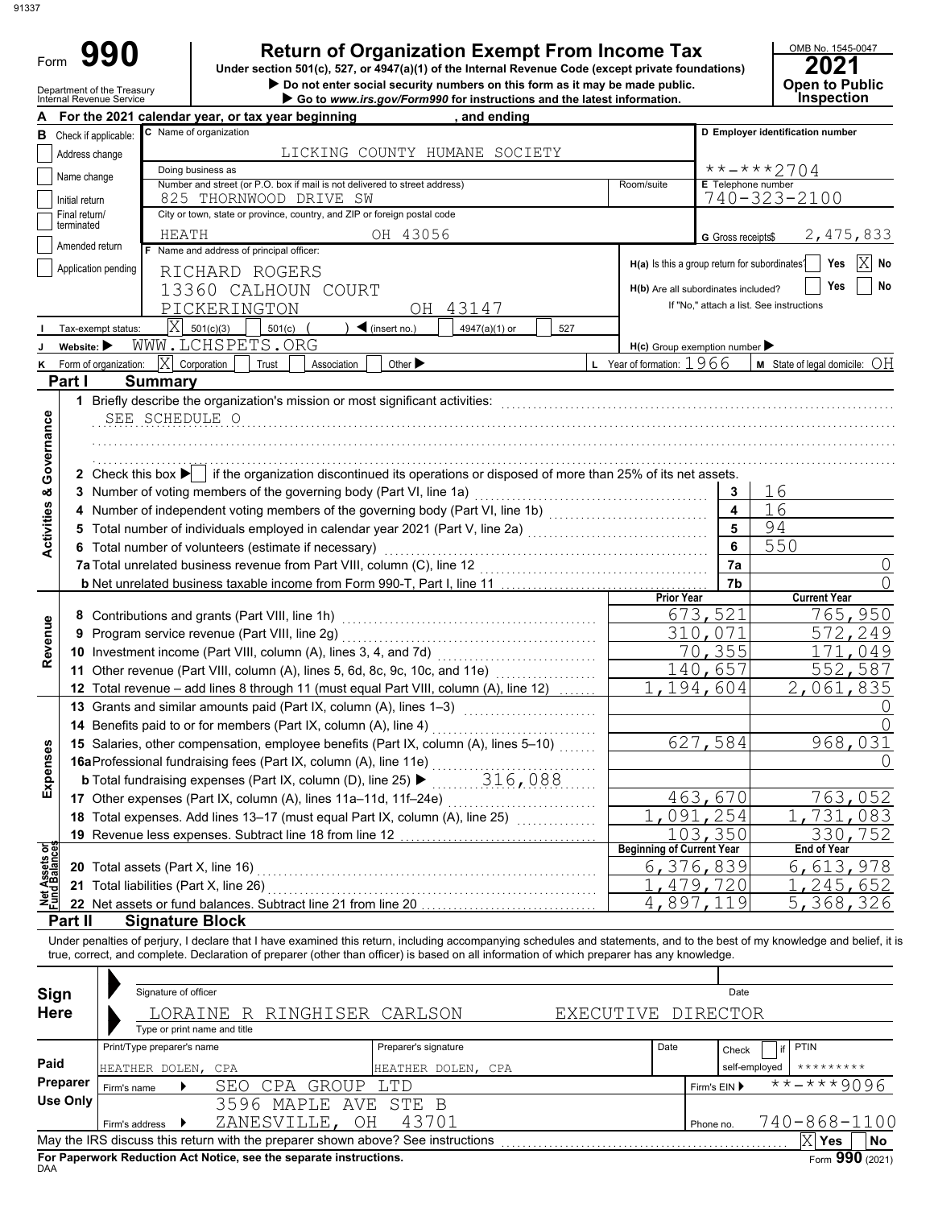# Form 990

## Return of Organization Exempt From Income Tax

Under section 501(c), 527, or 4947(a)(1) of the Internal Revenue Code (except private foundations)

▶ Do not enter social security numbers on this form as it may be made public.

▶ Go to www.irs.gov/Form990 for instructions and the latest information.

Department of the Treasury
Internal Revenue Service

OMB No. 1545-0047

**2021**

**Open to Public Inspection**

**A** For the 2021 calendar year, or tax year beginning , and ending

**B** Check if applicable:
- Address change
- Name change
- Initial return
- Final return/terminated
- Amended return
- Application pending

**C** Name of organization: LICKING COUNTY HUMANE SOCIETY

Doing business as

Number and street (or P.O. box if mail is not delivered to street address): 825 THORNWOOD DRIVE SW | Room/suite

City or town, state or province, country, and ZIP or foreign postal code: HEATH OH 43056

**D** Employer identification number: \*\*-\*\*\*2704

**E** Telephone number: 740-323-2100

**G** Gross receipts$ 2,475,833

**F** Name and address of principal officer:
RICHARD ROGERS
13360 CALHOUN COURT
PICKERINGTON OH 43147

**H(a)** Is this a group return for subordinates? Yes [ ] No [X]

**H(b)** Are all subordinates included? Yes [ ] No [ ]
If "No," attach a list. See instructions

**I** Tax-exempt status: [X] 501(c)(3) [ ] 501(c) ( ) ◀ (insert no.) [ ] 4947(a)(1) or [ ] 527

**J** Website: ▶ WWW.LCHSPETS.ORG

**H(c)** Group exemption number ▶

**K** Form of organization: [X] Corporation [ ] Trust [ ] Association [ ] Other ▶

**L** Year of formation: 1966

**M** State of legal domicile: OH

## Part I Summary

### Activities & Governance

1 Briefly describe the organization's mission or most significant activities:
SEE SCHEDULE O

2 Check this box ▶ [ ] if the organization discontinued its operations or disposed of more than 25% of its net assets.

| | | | |
|---|---|---|---|
| 3 | Number of voting members of the governing body (Part VI, line 1a) | 3 | 16 |
| 4 | Number of independent voting members of the governing body (Part VI, line 1b) | 4 | 16 |
| 5 | Total number of individuals employed in calendar year 2021 (Part V, line 2a) | 5 | 94 |
| 6 | Total number of volunteers (estimate if necessary) | 6 | 550 |
| 7a | Total unrelated business revenue from Part VIII, column (C), line 12 | 7a | 0 |
| b | Net unrelated business taxable income from Form 990-T, Part I, line 11 | 7b | 0 |

### Revenue

| | | Prior Year | Current Year |
|---|---|---|---|
| 8 | Contributions and grants (Part VIII, line 1h) | 673,521 | 765,950 |
| 9 | Program service revenue (Part VIII, line 2g) | 310,071 | 572,249 |
| 10 | Investment income (Part VIII, column (A), lines 3, 4, and 7d) | 70,355 | 171,049 |
| 11 | Other revenue (Part VIII, column (A), lines 5, 6d, 8c, 9c, 10c, and 11e) | 140,657 | 552,587 |
| 12 | Total revenue – add lines 8 through 11 (must equal Part VIII, column (A), line 12) | 1,194,604 | 2,061,835 |

### Expenses

| | | Prior Year | Current Year |
|---|---|---|---|
| 13 | Grants and similar amounts paid (Part IX, column (A), lines 1–3) | | 0 |
| 14 | Benefits paid to or for members (Part IX, column (A), line 4) | | 0 |
| 15 | Salaries, other compensation, employee benefits (Part IX, column (A), lines 5–10) | 627,584 | 968,031 |
| 16a | Professional fundraising fees (Part IX, column (A), line 11e) | | 0 |
| b | Total fundraising expenses (Part IX, column (D), line 25) ▶ 316,088 | | |
| 17 | Other expenses (Part IX, column (A), lines 11a–11d, 11f–24e) | 463,670 | 763,052 |
| 18 | Total expenses. Add lines 13–17 (must equal Part IX, column (A), line 25) | 1,091,254 | 1,731,083 |
| 19 | Revenue less expenses. Subtract line 18 from line 12 | 103,350 | 330,752 |

### Net Assets or Fund Balances

| | | Beginning of Current Year | End of Year |
|---|---|---|---|
| 20 | Total assets (Part X, line 16) | 6,376,839 | 6,613,978 |
| 21 | Total liabilities (Part X, line 26) | 1,479,720 | 1,245,652 |
| 22 | Net assets or fund balances. Subtract line 21 from line 20 | 4,897,119 | 5,368,326 |

## Part II Signature Block

Under penalties of perjury, I declare that I have examined this return, including accompanying schedules and statements, and to the best of my knowledge and belief, it is true, correct, and complete. Declaration of preparer (other than officer) is based on all information of which preparer has any knowledge.

**Sign Here**

Signature of officer | Date

LORAINE R RINGHISER CARLSON EXECUTIVE DIRECTOR
Type or print name and title

**Paid Preparer Use Only**

| Print/Type preparer's name | Preparer's signature | Date | Check [ ] if self-employed | PTIN |
|---|---|---|---|---|
| HEATHER DOLEN, CPA | HEATHER DOLEN, CPA | | | \*\*\*\*\*\*\*\*\* |

Firm's name ▶ SEO CPA GROUP LTD | Firm's EIN ▶ \*\*-\*\*\*9096

Firm's address ▶ 3596 MAPLE AVE STE B, ZANESVILLE, OH 43701 | Phone no. 740-868-1100

May the IRS discuss this return with the preparer shown above? See instructions [X] Yes [ ] No

**For Paperwork Reduction Act Notice, see the separate instructions.**

DAA Form **990** (2021)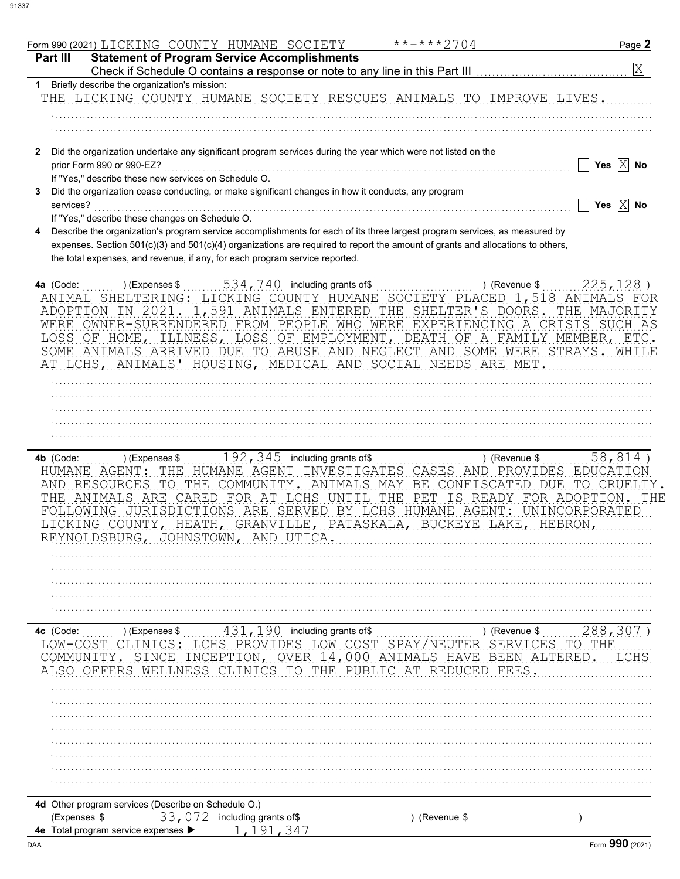Form 990 (2021) LICKING COUNTY HUMANE SOCIETY **-***2704 Page 2

## Part III Statement of Program Service Accomplishments

Check if Schedule O contains a response or note to any line in this Part III [X]

**1** Briefly describe the organization's mission:

THE LICKING COUNTY HUMANE SOCIETY RESCUES ANIMALS TO IMPROVE LIVES.

**2** Did the organization undertake any significant program services during the year which were not listed on the prior Form 990 or 990-EZ? [ ] Yes [X] No

If "Yes," describe these new services on Schedule O.

**3** Did the organization cease conducting, or make significant changes in how it conducts, any program services? [ ] Yes [X] No

If "Yes," describe these changes on Schedule O.

**4** Describe the organization's program service accomplishments for each of its three largest program services, as measured by expenses. Section 501(c)(3) and 501(c)(4) organizations are required to report the amount of grants and allocations to others, the total expenses, and revenue, if any, for each program service reported.

**4a** (Code: ) (Expenses $ 534,740 including grants of$ ) (Revenue $ 225,128 )

ANIMAL SHELTERING: LICKING COUNTY HUMANE SOCIETY PLACED 1,518 ANIMALS FOR ADOPTION IN 2021. 1,591 ANIMALS ENTERED THE SHELTER'S DOORS. THE MAJORITY WERE OWNER-SURRENDERED FROM PEOPLE WHO WERE EXPERIENCING A CRISIS SUCH AS LOSS OF HOME, ILLNESS, LOSS OF EMPLOYMENT, DEATH OF A FAMILY MEMBER, ETC. SOME ANIMALS ARRIVED DUE TO ABUSE AND NEGLECT AND SOME WERE STRAYS. WHILE AT LCHS, ANIMALS' HOUSING, MEDICAL AND SOCIAL NEEDS ARE MET.

**4b** (Code: ) (Expenses $ 192,345 including grants of$ ) (Revenue $ 58,814 )

HUMANE AGENT: THE HUMANE AGENT INVESTIGATES CASES AND PROVIDES EDUCATION AND RESOURCES TO THE COMMUNITY. ANIMALS MAY BE CONFISCATED DUE TO CRUELTY. THE ANIMALS ARE CARED FOR AT LCHS UNTIL THE PET IS READY FOR ADOPTION. THE FOLLOWING JURISDICTIONS ARE SERVED BY LCHS HUMANE AGENT: UNINCORPORATED LICKING COUNTY, HEATH, GRANVILLE, PATASKALA, BUCKEYE LAKE, HEBRON, REYNOLDSBURG, JOHNSTOWN, AND UTICA.

**4c** (Code: ) (Expenses $ 431,190 including grants of$ ) (Revenue $ 288,307 )

LOW-COST CLINICS: LCHS PROVIDES LOW COST SPAY/NEUTER SERVICES TO THE COMMUNITY. SINCE INCEPTION, OVER 14,000 ANIMALS HAVE BEEN ALTERED. LCHS ALSO OFFERS WELLNESS CLINICS TO THE PUBLIC AT REDUCED FEES.

**4d** Other program services (Describe on Schedule O.)

(Expenses $ 33,072 including grants of$ ) (Revenue $ )

**4e** Total program service expenses ▶ 1,191,347

Form **990** (2021)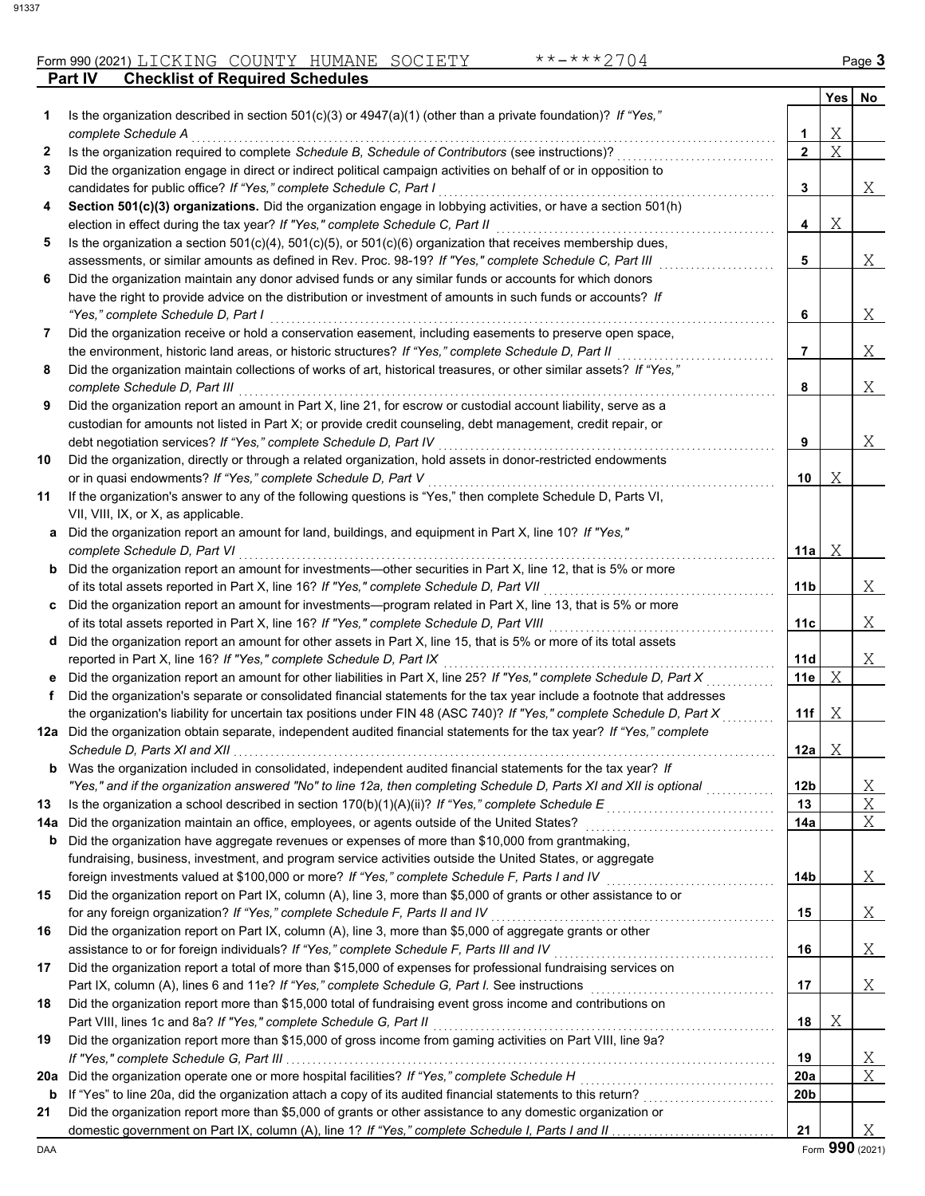Form 990 (2021) LICKING COUNTY HUMANE SOCIETY **-***2704

## Part IV Checklist of Required Schedules

| | | | Yes | No |
|---|---|---|---|---|
| 1 | Is the organization described in section 501(c)(3) or 4947(a)(1) (other than a private foundation)? *If "Yes," complete Schedule A* | 1 | X | |
| 2 | Is the organization required to complete *Schedule B, Schedule of Contributors* (see instructions)? | 2 | X | |
| 3 | Did the organization engage in direct or indirect political campaign activities on behalf of or in opposition to candidates for public office? *If "Yes," complete Schedule C, Part I* | 3 | | X |
| 4 | **Section 501(c)(3) organizations.** Did the organization engage in lobbying activities, or have a section 501(h) election in effect during the tax year? *If "Yes," complete Schedule C, Part II* | 4 | X | |
| 5 | Is the organization a section 501(c)(4), 501(c)(5), or 501(c)(6) organization that receives membership dues, assessments, or similar amounts as defined in Rev. Proc. 98-19? *If "Yes," complete Schedule C, Part III* | 5 | | X |
| 6 | Did the organization maintain any donor advised funds or any similar funds or accounts for which donors have the right to provide advice on the distribution or investment of amounts in such funds or accounts? *If "Yes," complete Schedule D, Part I* | 6 | | X |
| 7 | Did the organization receive or hold a conservation easement, including easements to preserve open space, the environment, historic land areas, or historic structures? *If "Yes," complete Schedule D, Part II* | 7 | | X |
| 8 | Did the organization maintain collections of works of art, historical treasures, or other similar assets? *If "Yes," complete Schedule D, Part III* | 8 | | X |
| 9 | Did the organization report an amount in Part X, line 21, for escrow or custodial account liability, serve as a custodian for amounts not listed in Part X; or provide credit counseling, debt management, credit repair, or debt negotiation services? *If "Yes," complete Schedule D, Part IV* | 9 | | X |
| 10 | Did the organization, directly or through a related organization, hold assets in donor-restricted endowments or in quasi endowments? *If "Yes," complete Schedule D, Part V* | 10 | X | |
| 11 | If the organization's answer to any of the following questions is "Yes," then complete Schedule D, Parts VI, VII, VIII, IX, or X, as applicable. | | | |
| a | Did the organization report an amount for land, buildings, and equipment in Part X, line 10? *If "Yes," complete Schedule D, Part VI* | 11a | X | |
| b | Did the organization report an amount for investments—other securities in Part X, line 12, that is 5% or more of its total assets reported in Part X, line 16? *If "Yes," complete Schedule D, Part VII* | 11b | | X |
| c | Did the organization report an amount for investments—program related in Part X, line 13, that is 5% or more of its total assets reported in Part X, line 16? *If "Yes," complete Schedule D, Part VIII* | 11c | | X |
| d | Did the organization report an amount for other assets in Part X, line 15, that is 5% or more of its total assets reported in Part X, line 16? *If "Yes," complete Schedule D, Part IX* | 11d | | X |
| e | Did the organization report an amount for other liabilities in Part X, line 25? *If "Yes," complete Schedule D, Part X* | 11e | X | |
| f | Did the organization's separate or consolidated financial statements for the tax year include a footnote that addresses the organization's liability for uncertain tax positions under FIN 48 (ASC 740)? *If "Yes," complete Schedule D, Part X* | 11f | X | |
| 12a | Did the organization obtain separate, independent audited financial statements for the tax year? *If "Yes," complete Schedule D, Parts XI and XII* | 12a | X | |
| b | Was the organization included in consolidated, independent audited financial statements for the tax year? *If "Yes," and if the organization answered "No" to line 12a, then completing Schedule D, Parts XI and XII is optional* | 12b | | X |
| 13 | Is the organization a school described in section 170(b)(1)(A)(ii)? *If "Yes," complete Schedule E* | 13 | | X |
| 14a | Did the organization maintain an office, employees, or agents outside of the United States? | 14a | | X |
| b | Did the organization have aggregate revenues or expenses of more than $10,000 from grantmaking, fundraising, business, investment, and program service activities outside the United States, or aggregate foreign investments valued at $100,000 or more? *If "Yes," complete Schedule F, Parts I and IV* | 14b | | X |
| 15 | Did the organization report on Part IX, column (A), line 3, more than $5,000 of grants or other assistance to or for any foreign organization? *If "Yes," complete Schedule F, Parts II and IV* | 15 | | X |
| 16 | Did the organization report on Part IX, column (A), line 3, more than $5,000 of aggregate grants or other assistance to or for foreign individuals? *If "Yes," complete Schedule F, Parts III and IV* | 16 | | X |
| 17 | Did the organization report a total of more than $15,000 of expenses for professional fundraising services on Part IX, column (A), lines 6 and 11e? *If "Yes," complete Schedule G, Part I.* See instructions | 17 | | X |
| 18 | Did the organization report more than $15,000 total of fundraising event gross income and contributions on Part VIII, lines 1c and 8a? *If "Yes," complete Schedule G, Part II* | 18 | X | |
| 19 | Did the organization report more than $15,000 of gross income from gaming activities on Part VIII, line 9a? *If "Yes," complete Schedule G, Part III* | 19 | | X |
| 20a | Did the organization operate one or more hospital facilities? *If "Yes," complete Schedule H* | 20a | | X |
| b | If "Yes" to line 20a, did the organization attach a copy of its audited financial statements to this return? | 20b | | |
| 21 | Did the organization report more than $5,000 of grants or other assistance to any domestic organization or domestic government on Part IX, column (A), line 1? *If "Yes," complete Schedule I, Parts I and II* | 21 | | X |

Form **990** (2021)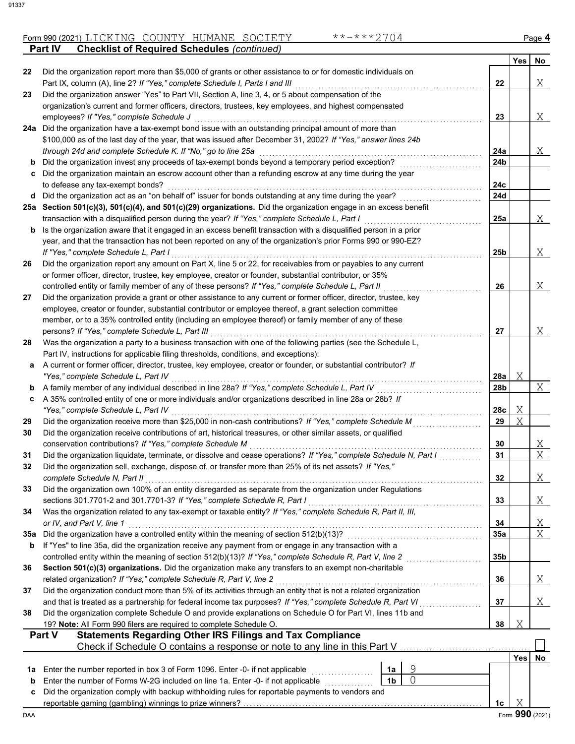Form 990 (2021) LICKING COUNTY HUMANE SOCIETY **-***2704 Page 4

**Part IV Checklist of Required Schedules** *(continued)*

| | | | Yes | No |
|---|---|---|---|---|
| 22 | Did the organization report more than $5,000 of grants or other assistance to or for domestic individuals on Part IX, column (A), line 2? *If "Yes," complete Schedule I, Parts I and III* | 22 | | X |
| 23 | Did the organization answer "Yes" to Part VII, Section A, line 3, 4, or 5 about compensation of the organization's current and former officers, directors, trustees, key employees, and highest compensated employees? *If "Yes," complete Schedule J* | 23 | | X |
| 24a | Did the organization have a tax-exempt bond issue with an outstanding principal amount of more than $100,000 as of the last day of the year, that was issued after December 31, 2002? *If "Yes," answer lines 24b through 24d and complete Schedule K. If "No," go to line 25a* | 24a | | X |
| b | Did the organization invest any proceeds of tax-exempt bonds beyond a temporary period exception? | 24b | | |
| c | Did the organization maintain an escrow account other than a refunding escrow at any time during the year to defease any tax-exempt bonds? | 24c | | |
| d | Did the organization act as an "on behalf of" issuer for bonds outstanding at any time during the year? | 24d | | |
| 25a | **Section 501(c)(3), 501(c)(4), and 501(c)(29) organizations.** Did the organization engage in an excess benefit transaction with a disqualified person during the year? *If "Yes," complete Schedule L, Part I* | 25a | | X |
| b | Is the organization aware that it engaged in an excess benefit transaction with a disqualified person in a prior year, and that the transaction has not been reported on any of the organization's prior Forms 990 or 990-EZ? *If "Yes," complete Schedule L, Part I* | 25b | | X |
| 26 | Did the organization report any amount on Part X, line 5 or 22, for receivables from or payables to any current or former officer, director, trustee, key employee, creator or founder, substantial contributor, or 35% controlled entity or family member of any of these persons? *If "Yes," complete Schedule L, Part II* | 26 | | X |
| 27 | Did the organization provide a grant or other assistance to any current or former officer, director, trustee, key employee, creator or founder, substantial contributor or employee thereof, a grant selection committee member, or to a 35% controlled entity (including an employee thereof) or family member of any of these persons? *If "Yes," complete Schedule L, Part III* | 27 | | X |
| 28 | Was the organization a party to a business transaction with one of the following parties (see the Schedule L, Part IV, instructions for applicable filing thresholds, conditions, and exceptions): | | | |
| a | A current or former officer, director, trustee, key employee, creator or founder, or substantial contributor? *If "Yes," complete Schedule L, Part IV* | 28a | X | |
| b | A family member of any individual described in line 28a? *If "Yes," complete Schedule L, Part IV* | 28b | | X |
| c | A 35% controlled entity of one or more individuals and/or organizations described in line 28a or 28b? *If "Yes," complete Schedule L, Part IV* | 28c | X | |
| 29 | Did the organization receive more than $25,000 in non-cash contributions? *If "Yes," complete Schedule M* | 29 | X | |
| 30 | Did the organization receive contributions of art, historical treasures, or other similar assets, or qualified conservation contributions? *If "Yes," complete Schedule M* | 30 | | X |
| 31 | Did the organization liquidate, terminate, or dissolve and cease operations? *If "Yes," complete Schedule N, Part I* | 31 | | X |
| 32 | Did the organization sell, exchange, dispose of, or transfer more than 25% of its net assets? *If "Yes," complete Schedule N, Part II* | 32 | | X |
| 33 | Did the organization own 100% of an entity disregarded as separate from the organization under Regulations sections 301.7701-2 and 301.7701-3? *If "Yes," complete Schedule R, Part I* | 33 | | X |
| 34 | Was the organization related to any tax-exempt or taxable entity? *If "Yes," complete Schedule R, Part II, III, or IV, and Part V, line 1* | 34 | | X |
| 35a | Did the organization have a controlled entity within the meaning of section 512(b)(13)? | 35a | | X |
| b | If "Yes" to line 35a, did the organization receive any payment from or engage in any transaction with a controlled entity within the meaning of section 512(b)(13)? *If "Yes," complete Schedule R, Part V, line 2* | 35b | | |
| 36 | **Section 501(c)(3) organizations.** Did the organization make any transfers to an exempt non-charitable related organization? *If "Yes," complete Schedule R, Part V, line 2* | 36 | | X |
| 37 | Did the organization conduct more than 5% of its activities through an entity that is not a related organization and that is treated as a partnership for federal income tax purposes? *If "Yes," complete Schedule R, Part VI* | 37 | | X |
| 38 | Did the organization complete Schedule O and provide explanations on Schedule O for Part VI, lines 11b and 19? **Note:** All Form 990 filers are required to complete Schedule O. | 38 | X | |

**Part V Statements Regarding Other IRS Filings and Tax Compliance**

Check if Schedule O contains a response or note to any line in this Part V ☐

| | | | | | Yes | No |
|---|---|---|---|---|---|---|
| 1a | Enter the number reported in box 3 of Form 1096. Enter -0- if not applicable | 1a | 9 | | | |
| b | Enter the number of Forms W-2G included on line 1a. Enter -0- if not applicable | 1b | 0 | | | |
| c | Did the organization comply with backup withholding rules for reportable payments to vendors and reportable gaming (gambling) winnings to prize winners? | | | 1c | X | |

DAA Form **990** (2021)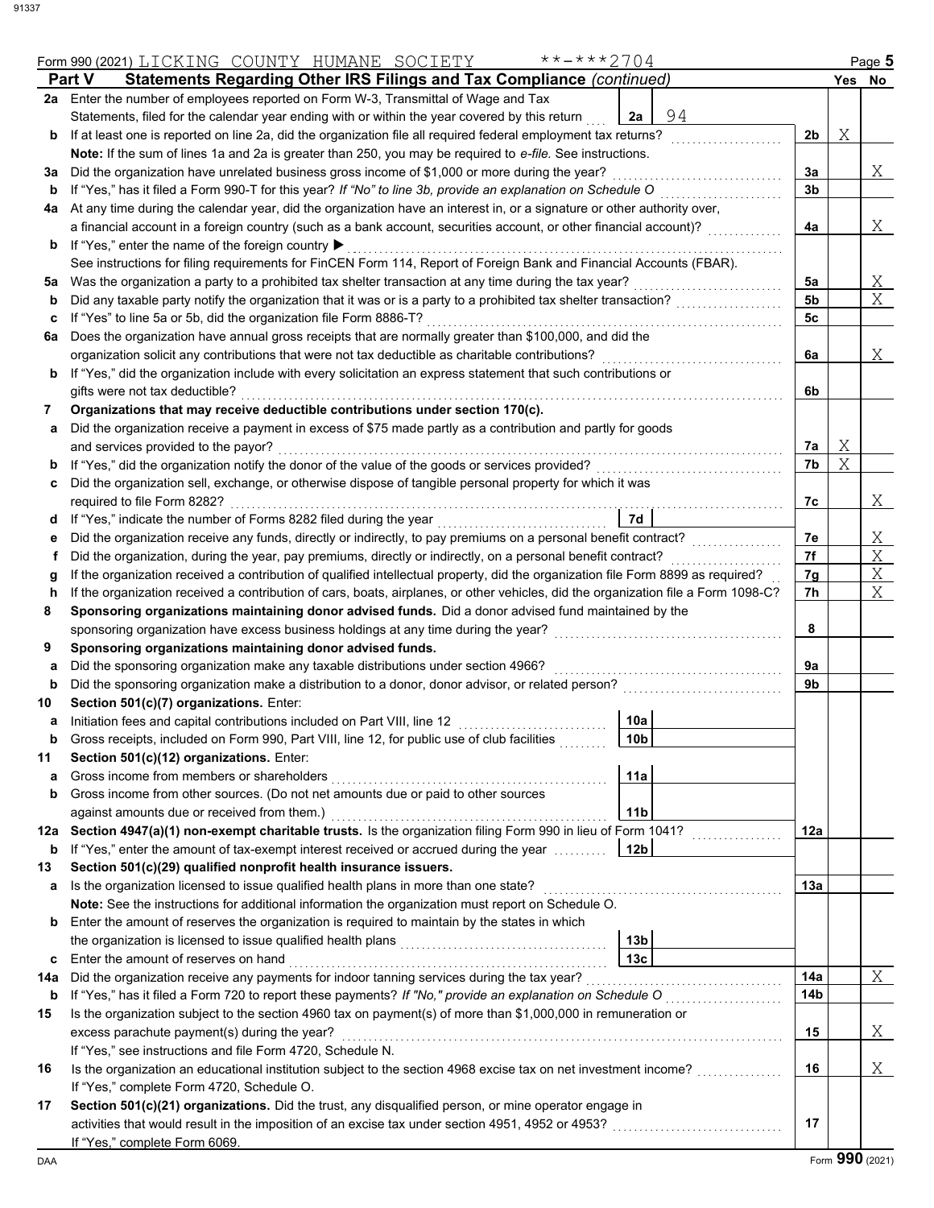Form 990 (2021) LICKING COUNTY HUMANE SOCIETY **-***2704

## Part V Statements Regarding Other IRS Filings and Tax Compliance *(continued)*

| | | | | Yes | No |
|---|---|---|---|---|---|
| **2a** | Enter the number of employees reported on Form W-3, Transmittal of Wage and Tax Statements, filed for the calendar year ending with or within the year covered by this return | **2a** 94 | | | |
| **b** | If at least one is reported on line 2a, did the organization file all required federal employment tax returns? | | **2b** | X | |
| | **Note:** If the sum of lines 1a and 2a is greater than 250, you may be required to *e-file*. See instructions. | | | | |
| **3a** | Did the organization have unrelated business gross income of $1,000 or more during the year? | | **3a** | | X |
| **b** | If "Yes," has it filed a Form 990-T for this year? *If "No" to line 3b, provide an explanation on Schedule O* | | **3b** | | |
| **4a** | At any time during the calendar year, did the organization have an interest in, or a signature or other authority over, a financial account in a foreign country (such as a bank account, securities account, or other financial account)? | | **4a** | | X |
| **b** | If "Yes," enter the name of the foreign country ▶ | | | | |
| | See instructions for filing requirements for FinCEN Form 114, Report of Foreign Bank and Financial Accounts (FBAR). | | | | |
| **5a** | Was the organization a party to a prohibited tax shelter transaction at any time during the tax year? | | **5a** | | X |
| **b** | Did any taxable party notify the organization that it was or is a party to a prohibited tax shelter transaction? | | **5b** | | X |
| **c** | If "Yes" to line 5a or 5b, did the organization file Form 8886-T? | | **5c** | | |
| **6a** | Does the organization have annual gross receipts that are normally greater than $100,000, and did the organization solicit any contributions that were not tax deductible as charitable contributions? | | **6a** | | X |
| **b** | If "Yes," did the organization include with every solicitation an express statement that such contributions or gifts were not tax deductible? | | **6b** | | |
| **7** | **Organizations that may receive deductible contributions under section 170(c).** | | | | |
| **a** | Did the organization receive a payment in excess of $75 made partly as a contribution and partly for goods and services provided to the payor? | | **7a** | X | |
| **b** | If "Yes," did the organization notify the donor of the value of the goods or services provided? | | **7b** | X | |
| **c** | Did the organization sell, exchange, or otherwise dispose of tangible personal property for which it was required to file Form 8282? | | **7c** | | X |
| **d** | If "Yes," indicate the number of Forms 8282 filed during the year | **7d** | | | |
| **e** | Did the organization receive any funds, directly or indirectly, to pay premiums on a personal benefit contract? | | **7e** | | X |
| **f** | Did the organization, during the year, pay premiums, directly or indirectly, on a personal benefit contract? | | **7f** | | X |
| **g** | If the organization received a contribution of qualified intellectual property, did the organization file Form 8899 as required? | | **7g** | | X |
| **h** | If the organization received a contribution of cars, boats, airplanes, or other vehicles, did the organization file a Form 1098-C? | | **7h** | | X |
| **8** | **Sponsoring organizations maintaining donor advised funds.** Did a donor advised fund maintained by the sponsoring organization have excess business holdings at any time during the year? | | **8** | | |
| **9** | **Sponsoring organizations maintaining donor advised funds.** | | | | |
| **a** | Did the sponsoring organization make any taxable distributions under section 4966? | | **9a** | | |
| **b** | Did the sponsoring organization make a distribution to a donor, donor advisor, or related person? | | **9b** | | |
| **10** | **Section 501(c)(7) organizations.** Enter: | | | | |
| **a** | Initiation fees and capital contributions included on Part VIII, line 12 | **10a** | | | |
| **b** | Gross receipts, included on Form 990, Part VIII, line 12, for public use of club facilities | **10b** | | | |
| **11** | **Section 501(c)(12) organizations.** Enter: | | | | |
| **a** | Gross income from members or shareholders | **11a** | | | |
| **b** | Gross income from other sources. (Do not net amounts due or paid to other sources against amounts due or received from them.) | **11b** | | | |
| **12a** | **Section 4947(a)(1) non-exempt charitable trusts.** Is the organization filing Form 990 in lieu of Form 1041? | | **12a** | | |
| **b** | If "Yes," enter the amount of tax-exempt interest received or accrued during the year | **12b** | | | |
| **13** | **Section 501(c)(29) qualified nonprofit health insurance issuers.** | | | | |
| **a** | Is the organization licensed to issue qualified health plans in more than one state? | | **13a** | | |
| | **Note:** See the instructions for additional information the organization must report on Schedule O. | | | | |
| **b** | Enter the amount of reserves the organization is required to maintain by the states in which the organization is licensed to issue qualified health plans | **13b** | | | |
| **c** | Enter the amount of reserves on hand | **13c** | | | |
| **14a** | Did the organization receive any payments for indoor tanning services during the tax year? | | **14a** | | X |
| **b** | If "Yes," has it filed a Form 720 to report these payments? *If "No," provide an explanation on Schedule O* | | **14b** | | |
| **15** | Is the organization subject to the section 4960 tax on payment(s) of more than $1,000,000 in remuneration or excess parachute payment(s) during the year? | | **15** | | X |
| | If "Yes," see instructions and file Form 4720, Schedule N. | | | | |
| **16** | Is the organization an educational institution subject to the section 4968 excise tax on net investment income? | | **16** | | X |
| | If "Yes," complete Form 4720, Schedule O. | | | | |
| **17** | **Section 501(c)(21) organizations.** Did the trust, any disqualified person, or mine operator engage in activities that would result in the imposition of an excise tax under section 4951, 4952 or 4953? | | **17** | | |
| | If "Yes," complete Form 6069. | | | | |

Form **990** (2021)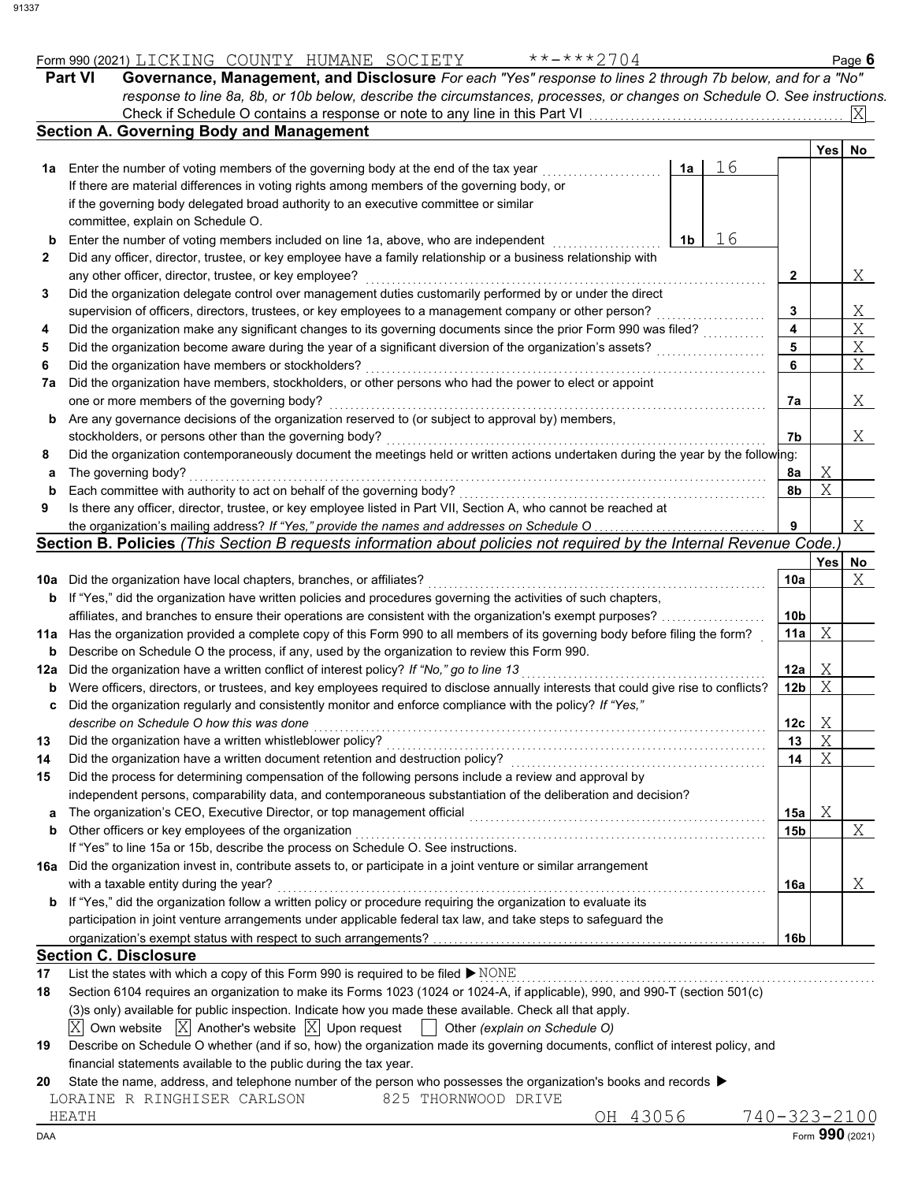Form 990 (2021) LICKING COUNTY HUMANE SOCIETY **-***2704 Page 6

**Part VI Governance, Management, and Disclosure** *For each "Yes" response to lines 2 through 7b below, and for a "No" response to line 8a, 8b, or 10b below, describe the circumstances, processes, or changes on Schedule O. See instructions.*

Check if Schedule O contains a response or note to any line in this Part VI . . . . . . [X]

## Section A. Governing Body and Management

| | | | | Yes | No |
|---|---|---|---|---|---|
| **1a** | Enter the number of voting members of the governing body at the end of the tax year | **1a** 16 | | | |
| | If there are material differences in voting rights among members of the governing body, or if the governing body delegated broad authority to an executive committee or similar committee, explain on Schedule O. | | | | |
| **b** | Enter the number of voting members included on line 1a, above, who are independent | **1b** 16 | | | |
| **2** | Did any officer, director, trustee, or key employee have a family relationship or a business relationship with any other officer, director, trustee, or key employee? | | **2** | | X |
| **3** | Did the organization delegate control over management duties customarily performed by or under the direct supervision of officers, directors, trustees, or key employees to a management company or other person? | | **3** | | X |
| **4** | Did the organization make any significant changes to its governing documents since the prior Form 990 was filed? | | **4** | | X |
| **5** | Did the organization become aware during the year of a significant diversion of the organization's assets? | | **5** | | X |
| **6** | Did the organization have members or stockholders? | | **6** | | X |
| **7a** | Did the organization have members, stockholders, or other persons who had the power to elect or appoint one or more members of the governing body? | | **7a** | | X |
| **b** | Are any governance decisions of the organization reserved to (or subject to approval by) members, stockholders, or persons other than the governing body? | | **7b** | | X |
| **8** | Did the organization contemporaneously document the meetings held or written actions undertaken during the year by the following: | | | | |
| **a** | The governing body? | | **8a** | X | |
| **b** | Each committee with authority to act on behalf of the governing body? | | **8b** | X | |
| **9** | Is there any officer, director, trustee, or key employee listed in Part VII, Section A, who cannot be reached at the organization's mailing address? *If "Yes," provide the names and addresses on Schedule O* | | **9** | | X |

## Section B. Policies *(This Section B requests information about policies not required by the Internal Revenue Code.)*

| | | | Yes | No |
|---|---|---|---|---|
| **10a** | Did the organization have local chapters, branches, or affiliates? | **10a** | | X |
| **b** | If "Yes," did the organization have written policies and procedures governing the activities of such chapters, affiliates, and branches to ensure their operations are consistent with the organization's exempt purposes? | **10b** | | |
| **11a** | Has the organization provided a complete copy of this Form 990 to all members of its governing body before filing the form? | **11a** | X | |
| **b** | Describe on Schedule O the process, if any, used by the organization to review this Form 990. | | | |
| **12a** | Did the organization have a written conflict of interest policy? *If "No," go to line 13* | **12a** | X | |
| **b** | Were officers, directors, or trustees, and key employees required to disclose annually interests that could give rise to conflicts? | **12b** | X | |
| **c** | Did the organization regularly and consistently monitor and enforce compliance with the policy? *If "Yes," describe on Schedule O how this was done* | **12c** | X | |
| **13** | Did the organization have a written whistleblower policy? | **13** | X | |
| **14** | Did the organization have a written document retention and destruction policy? | **14** | X | |
| **15** | Did the process for determining compensation of the following persons include a review and approval by independent persons, comparability data, and contemporaneous substantiation of the deliberation and decision? | | | |
| **a** | The organization's CEO, Executive Director, or top management official | **15a** | X | |
| **b** | Other officers or key employees of the organization | **15b** | | X |
| | If "Yes" to line 15a or 15b, describe the process on Schedule O. See instructions. | | | |
| **16a** | Did the organization invest in, contribute assets to, or participate in a joint venture or similar arrangement with a taxable entity during the year? | **16a** | | X |
| **b** | If "Yes," did the organization follow a written policy or procedure requiring the organization to evaluate its participation in joint venture arrangements under applicable federal tax law, and take steps to safeguard the organization's exempt status with respect to such arrangements? | **16b** | | |

## Section C. Disclosure

**17** List the states with which a copy of this Form 990 is required to be filed ▶ NONE

**18** Section 6104 requires an organization to make its Forms 1023 (1024 or 1024-A, if applicable), 990, and 990-T (section 501(c)(3)s only) available for public inspection. Indicate how you made these available. Check all that apply.

[X] Own website [X] Another's website [X] Upon request [ ] Other *(explain on Schedule O)*

**19** Describe on Schedule O whether (and if so, how) the organization made its governing documents, conflict of interest policy, and financial statements available to the public during the tax year.

**20** State the name, address, and telephone number of the person who possesses the organization's books and records ▶

LORAINE R RINGHISER CARLSON 825 THORNWOOD DRIVE
HEATH OH 43056 740-323-2100

Form **990** (2021)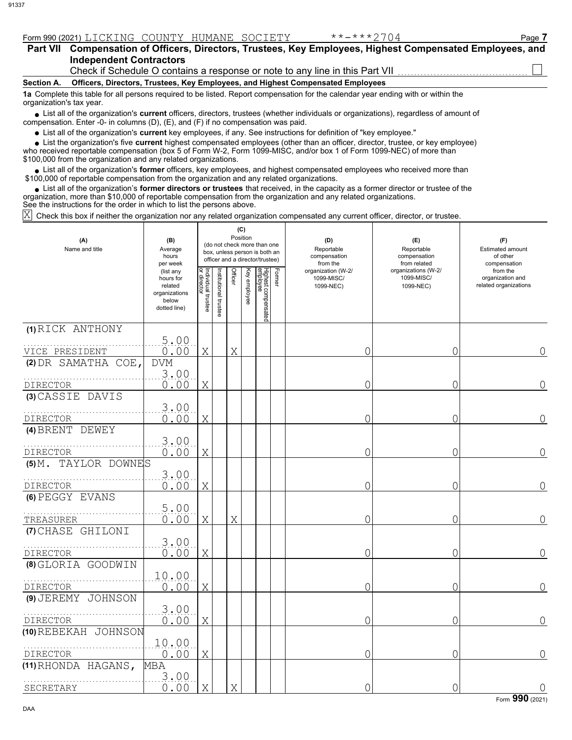Form 990 (2021) LICKING COUNTY HUMANE SOCIETY **-***2704

## Part VII Compensation of Officers, Directors, Trustees, Key Employees, Highest Compensated Employees, and Independent Contractors

Check if Schedule O contains a response or note to any line in this Part VII ☐

### Section A. Officers, Directors, Trustees, Key Employees, and Highest Compensated Employees

**1a** Complete this table for all persons required to be listed. Report compensation for the calendar year ending with or within the organization's tax year.

- List all of the organization's **current** officers, directors, trustees (whether individuals or organizations), regardless of amount of compensation. Enter -0- in columns (D), (E), and (F) if no compensation was paid.
- List all of the organization's **current** key employees, if any. See instructions for definition of "key employee."
- List the organization's five **current** highest compensated employees (other than an officer, director, trustee, or key employee) who received reportable compensation (box 5 of Form W-2, Form 1099-MISC, and/or box 1 of Form 1099-NEC) of more than $100,000 from the organization and any related organizations.
- List all of the organization's **former** officers, key employees, and highest compensated employees who received more than $100,000 of reportable compensation from the organization and any related organizations.
- List all of the organization's **former directors or trustees** that received, in the capacity as a former director or trustee of the organization, more than $10,000 of reportable compensation from the organization and any related organizations.

See the instructions for the order in which to list the persons above.

☒ Check this box if neither the organization nor any related organization compensated any current officer, director, or trustee.

| (A) Name and title | (B) Average hours per week (list any hours for related organizations below dotted line) | (C) Position: Individual trustee or director | Institutional trustee | Officer | Key employee | Highest compensated employee | Former | (D) Reportable compensation from the organization (W-2/1099-MISC/1099-NEC) | (E) Reportable compensation from related organizations (W-2/1099-MISC/1099-NEC) | (F) Estimated amount of other compensation from the organization and related organizations |
|---|---|---|---|---|---|---|---|---|---|---|
| (1) RICK ANTHONY<br>VICE PRESIDENT | 5.00<br>0.00 | X | | X | | | | 0 | 0 | 0 |
| (2) DR SAMATHA COE, DVM<br>DIRECTOR | 3.00<br>0.00 | X | | | | | | 0 | 0 | 0 |
| (3) CASSIE DAVIS<br>DIRECTOR | 3.00<br>0.00 | X | | | | | | 0 | 0 | 0 |
| (4) BRENT DEWEY<br>DIRECTOR | 3.00<br>0.00 | X | | | | | | 0 | 0 | 0 |
| (5) M. TAYLOR DOWNES<br>DIRECTOR | 3.00<br>0.00 | X | | | | | | 0 | 0 | 0 |
| (6) PEGGY EVANS<br>TREASURER | 5.00<br>0.00 | X | | X | | | | 0 | 0 | 0 |
| (7) CHASE GHILONI<br>DIRECTOR | 3.00<br>0.00 | X | | | | | | 0 | 0 | 0 |
| (8) GLORIA GOODWIN<br>DIRECTOR | 10.00<br>0.00 | X | | | | | | 0 | 0 | 0 |
| (9) JEREMY JOHNSON<br>DIRECTOR | 3.00<br>0.00 | X | | | | | | 0 | 0 | 0 |
| (10) REBEKAH JOHNSON<br>DIRECTOR | 10.00<br>0.00 | X | | | | | | 0 | 0 | 0 |
| (11) RHONDA HAGANS, MBA<br>SECRETARY | 3.00<br>0.00 | X | | X | | | | 0 | 0 | 0 |

Form **990** (2021)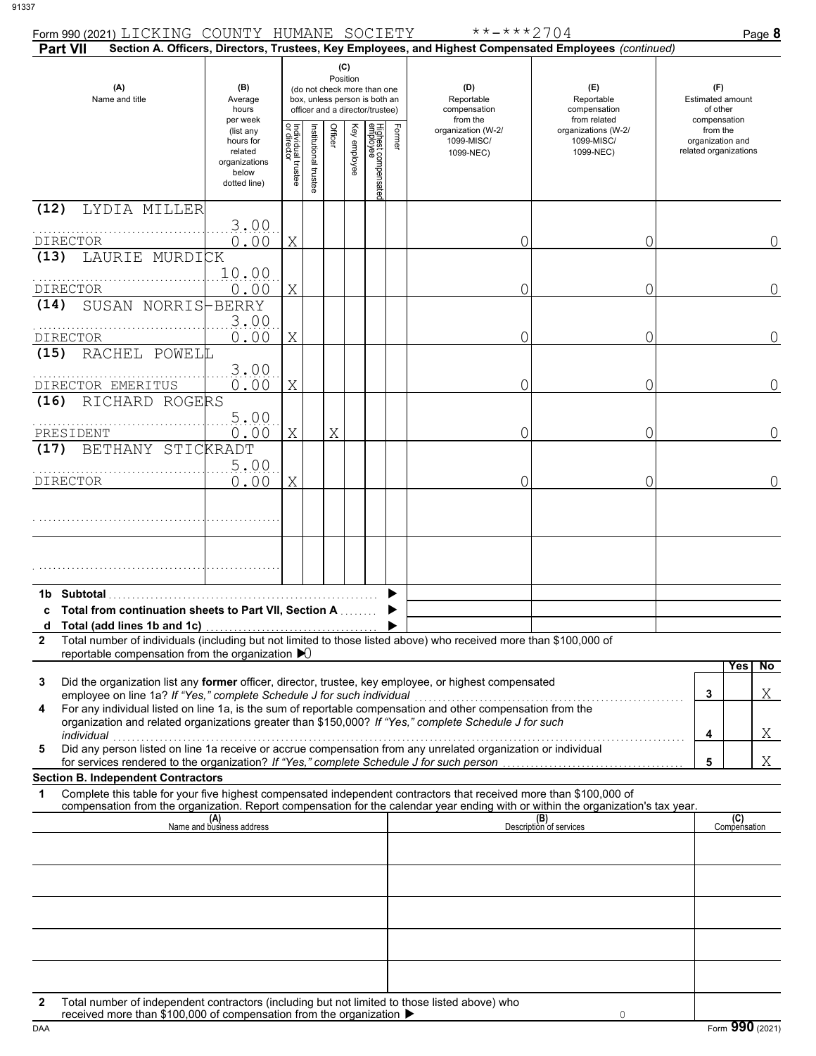Form 990 (2021) LICKING COUNTY HUMANE SOCIETY **-***2704

**Part VII Section A. Officers, Directors, Trustees, Key Employees, and Highest Compensated Employees** *(continued)*

| (A) Name and title | (B) Average hours per week (list any hours for related organizations below dotted line) | (C) Individual trustee or director | Institutional trustee | Officer | Key employee | Highest compensated employee | Former | (D) Reportable compensation from the organization (W-2/ 1099-MISC/ 1099-NEC) | (E) Reportable compensation from related organizations (W-2/ 1099-MISC/ 1099-NEC) | (F) Estimated amount of other compensation from the organization and related organizations |
|---|---|---|---|---|---|---|---|---|---|---|
| (12) LYDIA MILLER<br>DIRECTOR | 3.00<br>0.00 | X | | | | | | 0 | 0 | 0 |
| (13) LAURIE MURDICK<br>DIRECTOR | 10.00<br>0.00 | X | | | | | | 0 | 0 | 0 |
| (14) SUSAN NORRIS-BERRY<br>DIRECTOR | 3.00<br>0.00 | X | | | | | | 0 | 0 | 0 |
| (15) RACHEL POWELL<br>DIRECTOR EMERITUS | 3.00<br>0.00 | X | | | | | | 0 | 0 | 0 |
| (16) RICHARD ROGERS<br>PRESIDENT | 5.00<br>0.00 | X | | X | | | | 0 | 0 | 0 |
| (17) BETHANY STICKRADT<br>DIRECTOR | 5.00<br>0.00 | X | | | | | | 0 | 0 | 0 |
| | | | | | | | | | | |
| | | | | | | | | | | |

**1b Subtotal** ▶

**c Total from continuation sheets to Part VII, Section A** ▶

**d Total (add lines 1b and 1c)** ▶

**2** Total number of individuals (including but not limited to those listed above) who received more than $100,000 of reportable compensation from the organization ▶0

| | | Yes | No |
|---|---|---|---|
| **3** Did the organization list any **former** officer, director, trustee, key employee, or highest compensated employee on line 1a? *If "Yes," complete Schedule J for such individual* | 3 | | X |
| **4** For any individual listed on line 1a, is the sum of reportable compensation and other compensation from the organization and related organizations greater than $150,000? *If "Yes," complete Schedule J for such individual* | 4 | | X |
| **5** Did any person listed on line 1a receive or accrue compensation from any unrelated organization or individual for services rendered to the organization? *If "Yes," complete Schedule J for such person* | 5 | | X |

**Section B. Independent Contractors**

**1** Complete this table for your five highest compensated independent contractors that received more than $100,000 of compensation from the organization. Report compensation for the calendar year ending with or within the organization's tax year.

| (A) Name and business address | (B) Description of services | (C) Compensation |
|---|---|---|
| | | |
| | | |
| | | |
| | | |
| | | |

**2** Total number of independent contractors (including but not limited to those listed above) who received more than $100,000 of compensation from the organization ▶ 0

DAA Form **990** (2021)